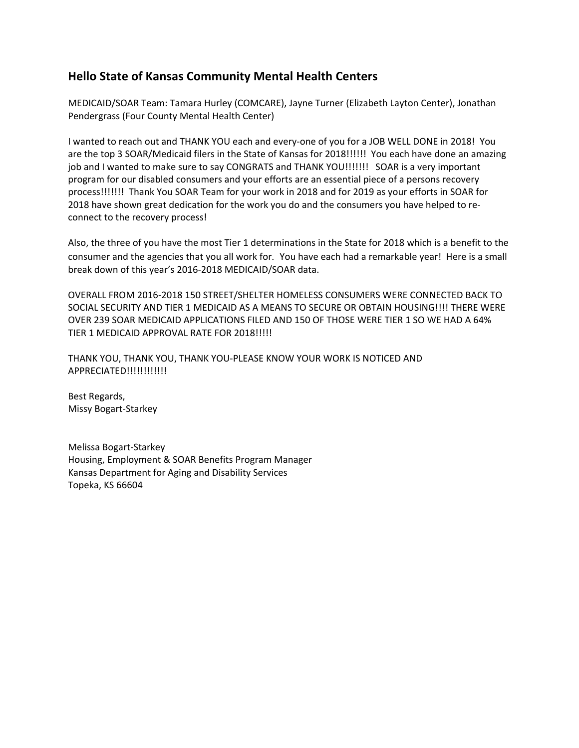## Hello State of Kansas Community Mental Health Centers

MEDICAID/SOAR Team: Tamara Hurley (COMCARE), Jayne Turner (Elizabeth Layton Center), Jonathan Pendergrass (Four County Mental Health Center)

I wanted to reach out and THANK YOU each and every-one of you for a JOB WELL DONE in 2018! You are the top 3 SOAR/Medicaid filers in the State of Kansas for 2018!!!!!! You each have done an amazing job and I wanted to make sure to say CONGRATS and THANK YOU!!!!!!! SOAR is a very important program for our disabled consumers and your efforts are an essential piece of a persons recovery process!!!!!!! Thank You SOAR Team for your work in 2018 and for 2019 as your efforts in SOAR for 2018 have shown great dedication for the work you do and the consumers you have helped to re-connect to the recovery process!

Also, the three of you have the most Tier 1 determinations in the State for 2018 which is a benefit to the consumer and the agencies that you all work for. You have each had a remarkable year! Here is a small break down of this year's 2016-2018 MEDICAID/SOAR data.

OVERALL FROM 2016-2018 150 STREET/SHELTER HOMELESS CONSUMERS WERE CONNECTED BACK TO SOCIAL SECURITY AND TIER 1 MEDICAID AS A MEANS TO SECURE OR OBTAIN HOUSING!!!! THERE WERE OVER 239 SOAR MEDICAID APPLICATIONS FILED AND 150 OF THOSE WERE TIER 1 SO WE HAD A 64% TIER 1 MEDICAID APPROVAL RATE FOR 2018!!!!!

THANK YOU, THANK YOU, THANK YOU-PLEASE KNOW YOUR WORK IS NOTICED AND APPRECIATED!!!!!!!!!!!!

Best Regards,
Missy Bogart-Starkey

Melissa Bogart-Starkey
Housing, Employment & SOAR Benefits Program Manager
Kansas Department for Aging and Disability Services
Topeka, KS 66604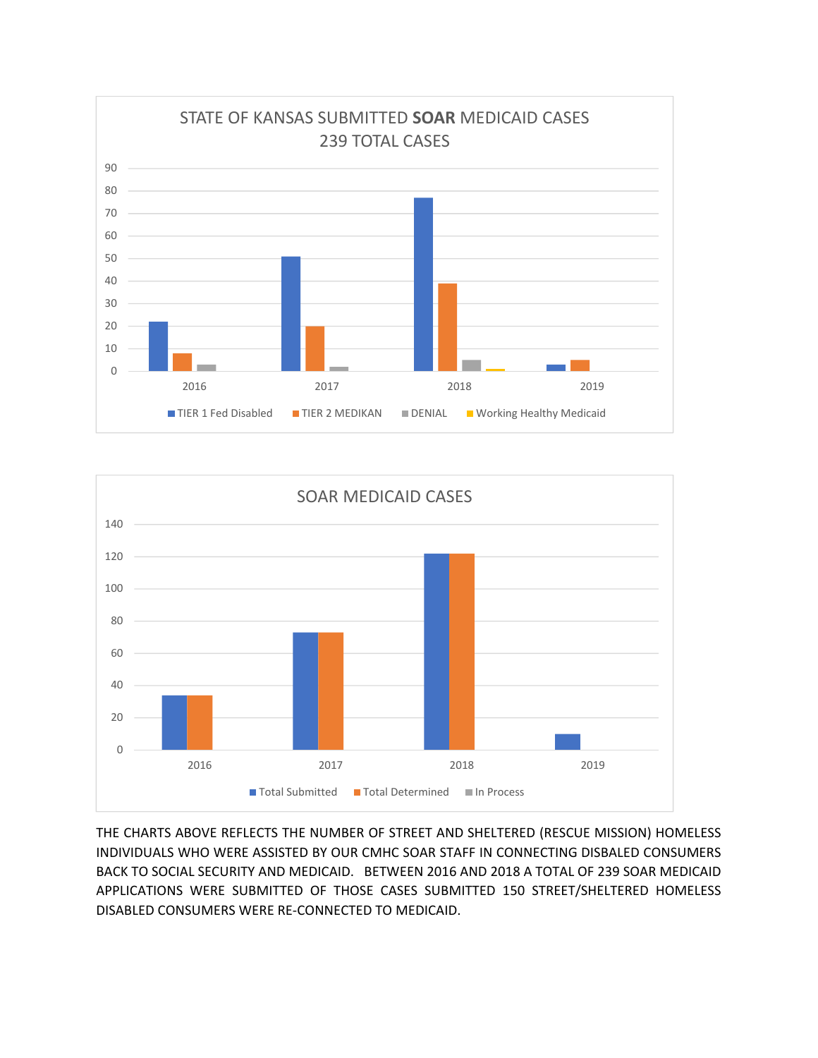STATE OF KANSAS SUBMITTED **SOAR** MEDICAID CASES
239 TOTAL CASES

90
80
70
60
50
40
30
20
10
0

2016
2017
2018
2019

TIER 1 Fed Disabled
TIER 2 MEDIKAN
DENIAL
Working Healthy Medicaid

SOAR MEDICAID CASES

140
120
100
80
60
40
20
0

2016
2017
2018
2019

Total Submitted
Total Determined
In Process

THE CHARTS ABOVE REFLECTS THE NUMBER OF STREET AND SHELTERED (RESCUE MISSION) HOMELESS INDIVIDUALS WHO WERE ASSISTED BY OUR CMHC SOAR STAFF IN CONNECTING DISBALED CONSUMERS BACK TO SOCIAL SECURITY AND MEDICAID. BETWEEN 2016 AND 2018 A TOTAL OF 239 SOAR MEDICAID APPLICATIONS WERE SUBMITTED OF THOSE CASES SUBMITTED 150 STREET/SHELTERED HOMELESS DISABLED CONSUMERS WERE RE-CONNECTED TO MEDICAID.